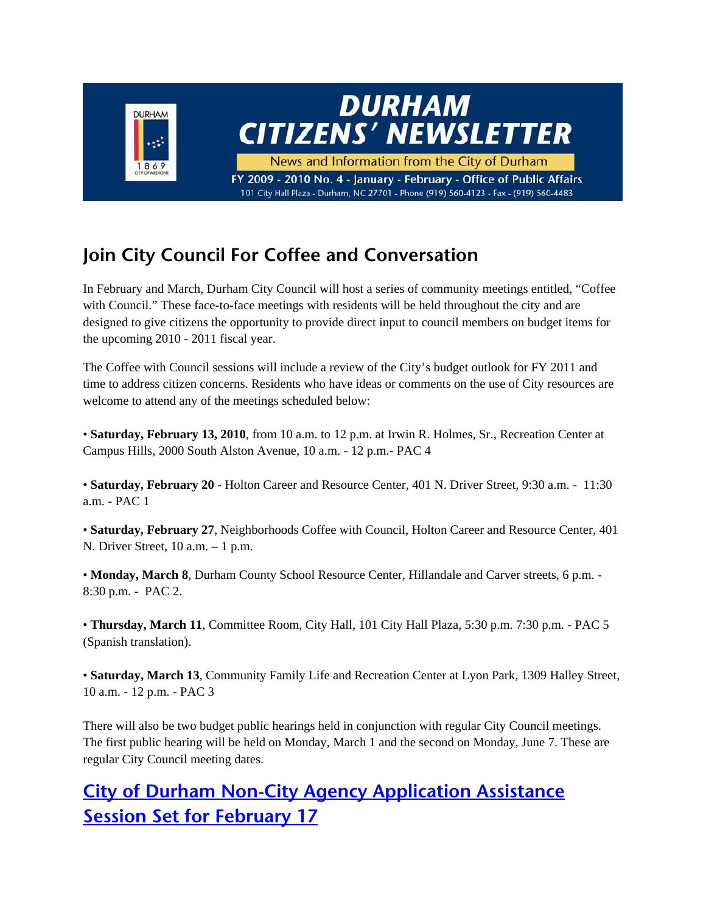# DURHAM CITIZENS' NEWSLETTER

News and Information from the City of Durham

FY 2009 - 2010 No. 4 - January - February - Office of Public Affairs

101 City Hall Plaza - Durham, NC 27701 - Phone (919) 560-4123 - Fax - (919) 560-4483

## Join City Council For Coffee and Conversation

In February and March, Durham City Council will host a series of community meetings entitled, "Coffee with Council." These face-to-face meetings with residents will be held throughout the city and are designed to give citizens the opportunity to provide direct input to council members on budget items for the upcoming 2010 - 2011 fiscal year.

The Coffee with Council sessions will include a review of the City's budget outlook for FY 2011 and time to address citizen concerns. Residents who have ideas or comments on the use of City resources are welcome to attend any of the meetings scheduled below:

- **Saturday, February 13, 2010**, from 10 a.m. to 12 p.m. at Irwin R. Holmes, Sr., Recreation Center at Campus Hills, 2000 South Alston Avenue, 10 a.m. - 12 p.m.- PAC 4

- **Saturday, February 20** - Holton Career and Resource Center, 401 N. Driver Street, 9:30 a.m. - 11:30 a.m. - PAC 1

- **Saturday, February 27**, Neighborhoods Coffee with Council, Holton Career and Resource Center, 401 N. Driver Street, 10 a.m. – 1 p.m.

- **Monday, March 8**, Durham County School Resource Center, Hillandale and Carver streets, 6 p.m. - 8:30 p.m. - PAC 2.

- **Thursday, March 11**, Committee Room, City Hall, 101 City Hall Plaza, 5:30 p.m. 7:30 p.m. - PAC 5 (Spanish translation).

- **Saturday, March 13**, Community Family Life and Recreation Center at Lyon Park, 1309 Halley Street, 10 a.m. - 12 p.m. - PAC 3

There will also be two budget public hearings held in conjunction with regular City Council meetings. The first public hearing will be held on Monday, March 1 and the second on Monday, June 7. These are regular City Council meeting dates.

## City of Durham Non-City Agency Application Assistance Session Set for February 17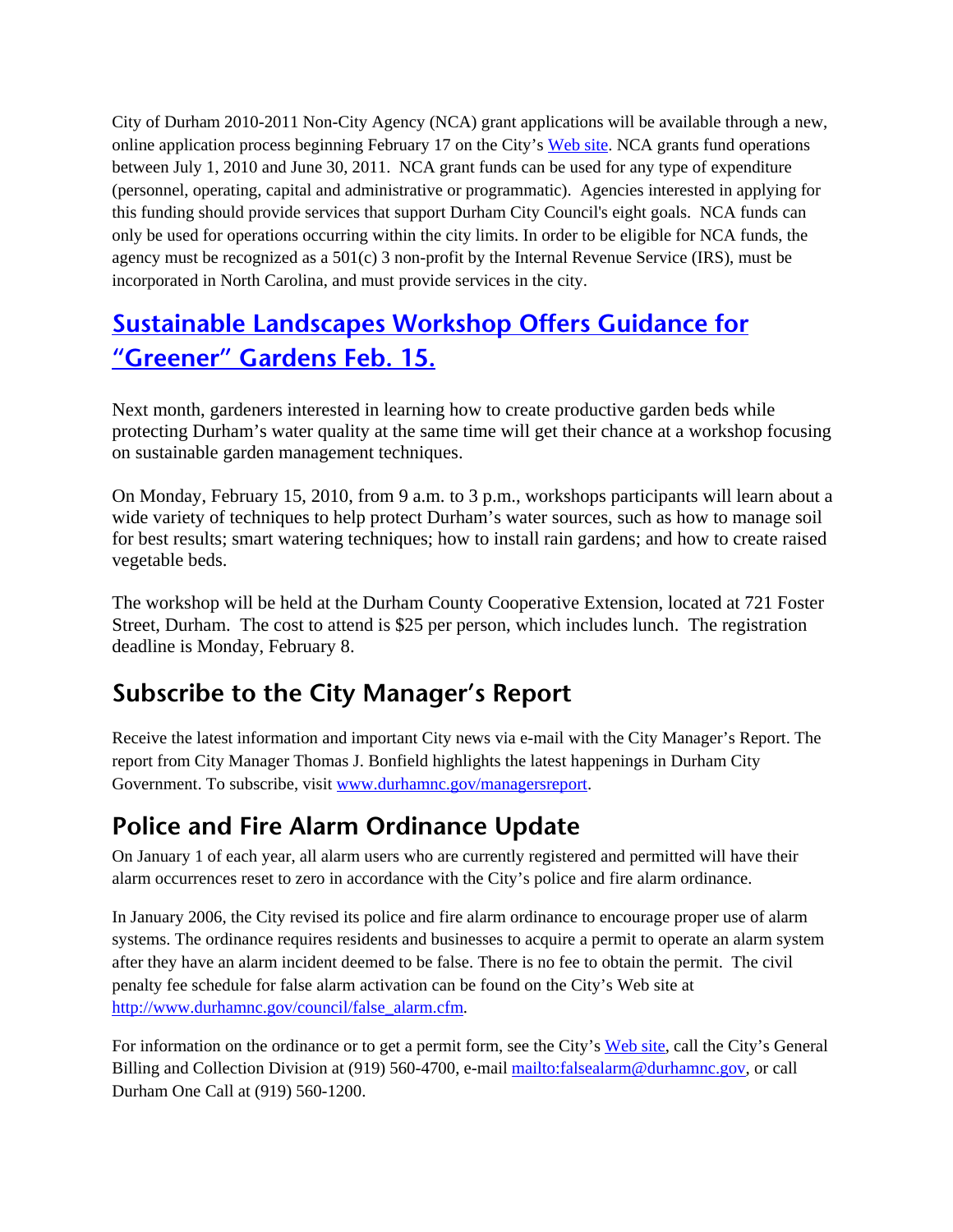City of Durham 2010-2011 Non-City Agency (NCA) grant applications will be available through a new, online application process beginning February 17 on the City's [Web site](). NCA grants fund operations between July 1, 2010 and June 30, 2011. NCA grant funds can be used for any type of expenditure (personnel, operating, capital and administrative or programmatic). Agencies interested in applying for this funding should provide services that support Durham City Council's eight goals. NCA funds can only be used for operations occurring within the city limits. In order to be eligible for NCA funds, the agency must be recognized as a 501(c) 3 non-profit by the Internal Revenue Service (IRS), must be incorporated in North Carolina, and must provide services in the city.

## Sustainable Landscapes Workshop Offers Guidance for "Greener" Gardens Feb. 15.

Next month, gardeners interested in learning how to create productive garden beds while protecting Durham's water quality at the same time will get their chance at a workshop focusing on sustainable garden management techniques.

On Monday, February 15, 2010, from 9 a.m. to 3 p.m., workshops participants will learn about a wide variety of techniques to help protect Durham's water sources, such as how to manage soil for best results; smart watering techniques; how to install rain gardens; and how to create raised vegetable beds.

The workshop will be held at the Durham County Cooperative Extension, located at 721 Foster Street, Durham. The cost to attend is $25 per person, which includes lunch. The registration deadline is Monday, February 8.

## Subscribe to the City Manager's Report

Receive the latest information and important City news via e-mail with the City Manager's Report. The report from City Manager Thomas J. Bonfield highlights the latest happenings in Durham City Government. To subscribe, visit www.durhamnc.gov/managersreport.

## Police and Fire Alarm Ordinance Update

On January 1 of each year, all alarm users who are currently registered and permitted will have their alarm occurrences reset to zero in accordance with the City's police and fire alarm ordinance.

In January 2006, the City revised its police and fire alarm ordinance to encourage proper use of alarm systems. The ordinance requires residents and businesses to acquire a permit to operate an alarm system after they have an alarm incident deemed to be false. There is no fee to obtain the permit. The civil penalty fee schedule for false alarm activation can be found on the City's Web site at http://www.durhamnc.gov/council/false_alarm.cfm.

For information on the ordinance or to get a permit form, see the City's [Web site](), call the City's General Billing and Collection Division at (919) 560-4700, e-mail mailto:falsealarm@durhamnc.gov, or call Durham One Call at (919) 560-1200.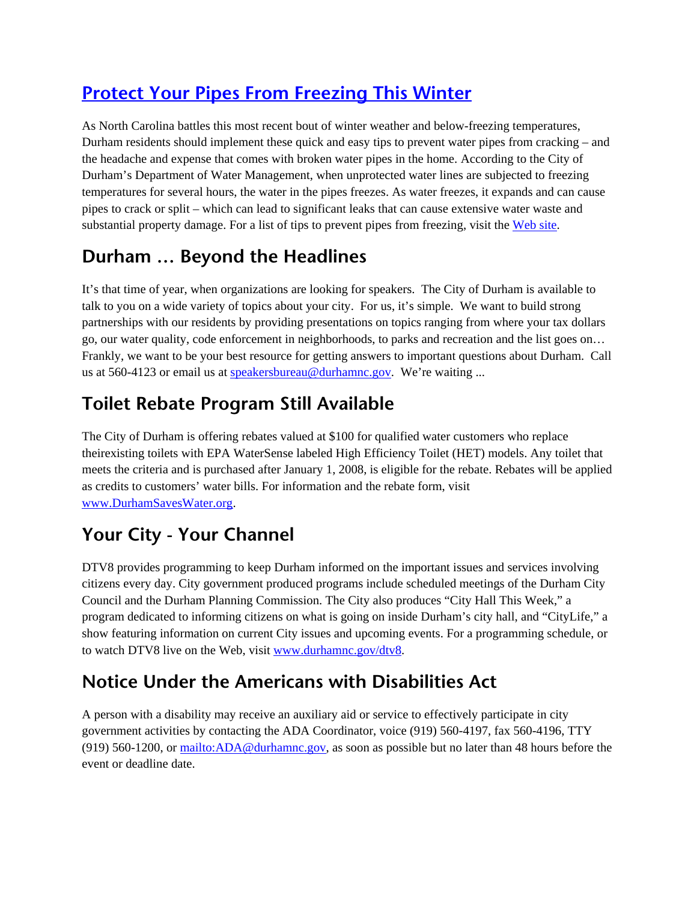## Protect Your Pipes From Freezing This Winter

As North Carolina battles this most recent bout of winter weather and below-freezing temperatures, Durham residents should implement these quick and easy tips to prevent water pipes from cracking – and the headache and expense that comes with broken water pipes in the home. According to the City of Durham's Department of Water Management, when unprotected water lines are subjected to freezing temperatures for several hours, the water in the pipes freezes. As water freezes, it expands and can cause pipes to crack or split – which can lead to significant leaks that can cause extensive water waste and substantial property damage. For a list of tips to prevent pipes from freezing, visit the Web site.

## Durham … Beyond the Headlines

It's that time of year, when organizations are looking for speakers. The City of Durham is available to talk to you on a wide variety of topics about your city. For us, it's simple. We want to build strong partnerships with our residents by providing presentations on topics ranging from where your tax dollars go, our water quality, code enforcement in neighborhoods, to parks and recreation and the list goes on… Frankly, we want to be your best resource for getting answers to important questions about Durham. Call us at 560-4123 or email us at speakersbureau@durhamnc.gov. We're waiting ...

## Toilet Rebate Program Still Available

The City of Durham is offering rebates valued at $100 for qualified water customers who replace theirexisting toilets with EPA WaterSense labeled High Efficiency Toilet (HET) models. Any toilet that meets the criteria and is purchased after January 1, 2008, is eligible for the rebate. Rebates will be applied as credits to customers' water bills. For information and the rebate form, visit www.DurhamSavesWater.org.

## Your City - Your Channel

DTV8 provides programming to keep Durham informed on the important issues and services involving citizens every day. City government produced programs include scheduled meetings of the Durham City Council and the Durham Planning Commission. The City also produces "City Hall This Week," a program dedicated to informing citizens on what is going on inside Durham's city hall, and "CityLife," a show featuring information on current City issues and upcoming events. For a programming schedule, or to watch DTV8 live on the Web, visit www.durhamnc.gov/dtv8.

## Notice Under the Americans with Disabilities Act

A person with a disability may receive an auxiliary aid or service to effectively participate in city government activities by contacting the ADA Coordinator, voice (919) 560-4197, fax 560-4196, TTY (919) 560-1200, or mailto:ADA@durhamnc.gov, as soon as possible but no later than 48 hours before the event or deadline date.